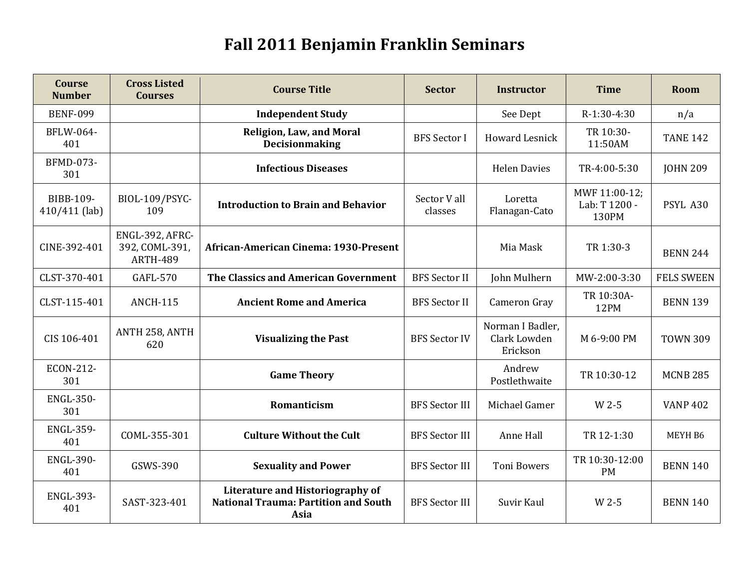# Fall 2011 Benjamin Franklin Seminars

| Course Number | Cross Listed Courses | Course Title | Sector | Instructor | Time | Room |
|---|---|---|---|---|---|---|
| BENF-099 | | **Independent Study** | | See Dept | R-1:30-4:30 | n/a |
| BFLW-064-401 | | **Religion, Law, and Moral Decisionmaking** | BFS Sector I | Howard Lesnick | TR 10:30-11:50AM | TANE 142 |
| BFMD-073-301 | | **Infectious Diseases** | | Helen Davies | TR-4:00-5:30 | JOHN 209 |
| BIBB-109-410/411 (lab) | BIOL-109/PSYC-109 | **Introduction to Brain and Behavior** | Sector V all classes | Loretta Flanagan-Cato | MWF 11:00-12; Lab: T 1200 - 130PM | PSYL A30 |
| CINE-392-401 | ENGL-392, AFRC-392, COML-391, ARTH-489 | **African-American Cinema: 1930-Present** | | Mia Mask | TR 1:30-3 | BENN 244 |
| CLST-370-401 | GAFL-570 | **The Classics and American Government** | BFS Sector II | John Mulhern | MW-2:00-3:30 | FELS SWEEN |
| CLST-115-401 | ANCH-115 | **Ancient Rome and America** | BFS Sector II | Cameron Gray | TR 10:30A-12PM | BENN 139 |
| CIS 106-401 | ANTH 258, ANTH 620 | **Visualizing the Past** | BFS Sector IV | Norman I Badler, Clark Lowden Erickson | M 6-9:00 PM | TOWN 309 |
| ECON-212-301 | | **Game Theory** | | Andrew Postlethwaite | TR 10:30-12 | MCNB 285 |
| ENGL-350-301 | | **Romanticism** | BFS Sector III | Michael Gamer | W 2-5 | VANP 402 |
| ENGL-359-401 | COML-355-301 | **Culture Without the Cult** | BFS Sector III | Anne Hall | TR 12-1:30 | MEYH B6 |
| ENGL-390-401 | GSWS-390 | **Sexuality and Power** | BFS Sector III | Toni Bowers | TR 10:30-12:00 PM | BENN 140 |
| ENGL-393-401 | SAST-323-401 | **Literature and Historiography of National Trauma: Partition and South Asia** | BFS Sector III | Suvir Kaul | W 2-5 | BENN 140 |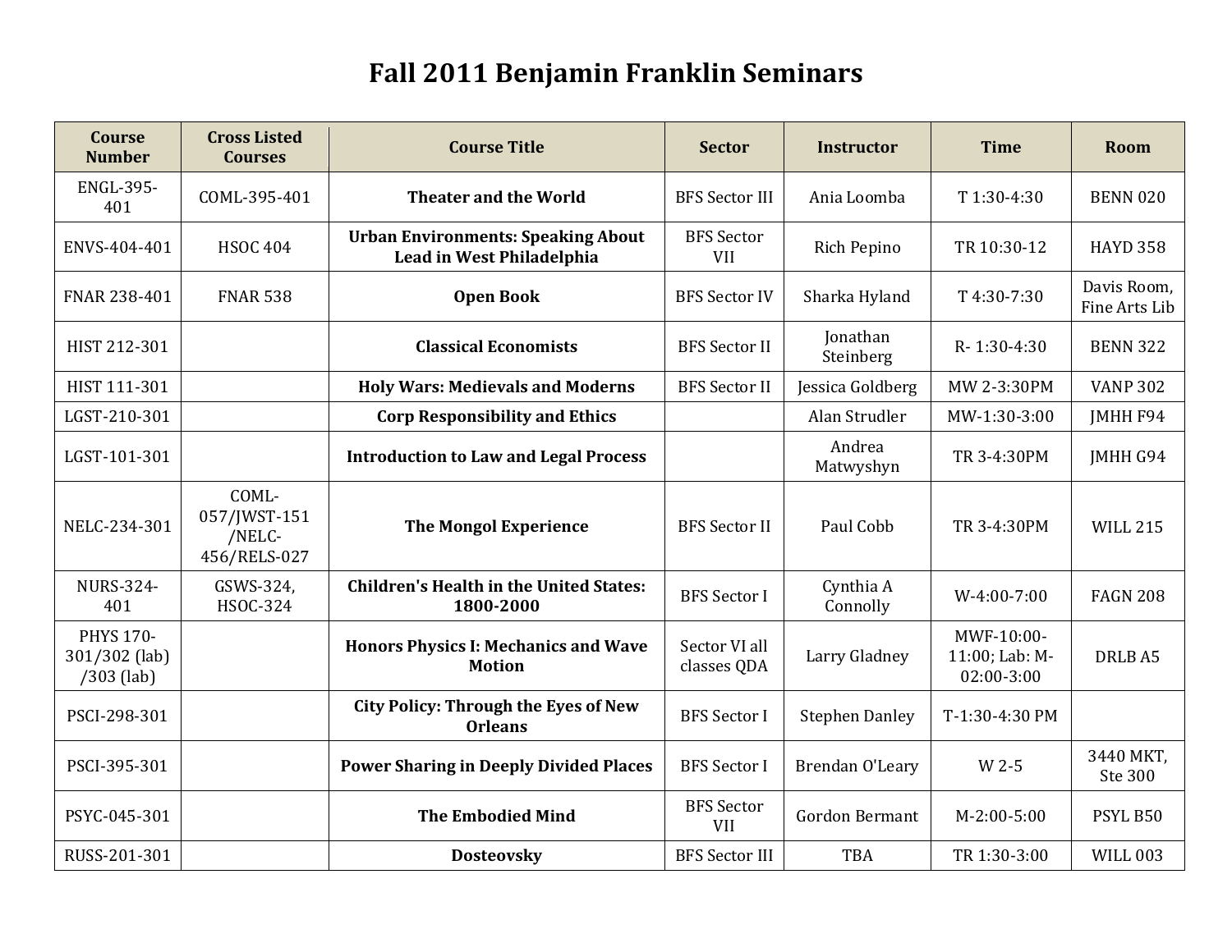# Fall 2011 Benjamin Franklin Seminars

| Course Number | Cross Listed Courses | Course Title | Sector | Instructor | Time | Room |
|---|---|---|---|---|---|---|
| ENGL-395-401 | COML-395-401 | **Theater and the World** | BFS Sector III | Ania Loomba | T 1:30-4:30 | BENN 020 |
| ENVS-404-401 | HSOC 404 | **Urban Environments: Speaking About Lead in West Philadelphia** | BFS Sector VII | Rich Pepino | TR 10:30-12 | HAYD 358 |
| FNAR 238-401 | FNAR 538 | **Open Book** | BFS Sector IV | Sharka Hyland | T 4:30-7:30 | Davis Room, Fine Arts Lib |
| HIST 212-301 | | **Classical Economists** | BFS Sector II | Jonathan Steinberg | R- 1:30-4:30 | BENN 322 |
| HIST 111-301 | | **Holy Wars: Medievals and Moderns** | BFS Sector II | Jessica Goldberg | MW 2-3:30PM | VANP 302 |
| LGST-210-301 | | **Corp Responsibility and Ethics** | | Alan Strudler | MW-1:30-3:00 | JMHH F94 |
| LGST-101-301 | | **Introduction to Law and Legal Process** | | Andrea Matwyshyn | TR 3-4:30PM | JMHH G94 |
| NELC-234-301 | COML-057/JWST-151/NELC-456/RELS-027 | **The Mongol Experience** | BFS Sector II | Paul Cobb | TR 3-4:30PM | WILL 215 |
| NURS-324-401 | GSWS-324, HSOC-324 | **Children's Health in the United States: 1800-2000** | BFS Sector I | Cynthia A Connolly | W-4:00-7:00 | FAGN 208 |
| PHYS 170-301/302 (lab) /303 (lab) | | **Honors Physics I: Mechanics and Wave Motion** | Sector VI all classes QDA | Larry Gladney | MWF-10:00-11:00; Lab: M-02:00-3:00 | DRLB A5 |
| PSCI-298-301 | | **City Policy: Through the Eyes of New Orleans** | BFS Sector I | Stephen Danley | T-1:30-4:30 PM | |
| PSCI-395-301 | | **Power Sharing in Deeply Divided Places** | BFS Sector I | Brendan O'Leary | W 2-5 | 3440 MKT, Ste 300 |
| PSYC-045-301 | | **The Embodied Mind** | BFS Sector VII | Gordon Bermant | M-2:00-5:00 | PSYL B50 |
| RUSS-201-301 | | **Dosteovsky** | BFS Sector III | TBA | TR 1:30-3:00 | WILL 003 |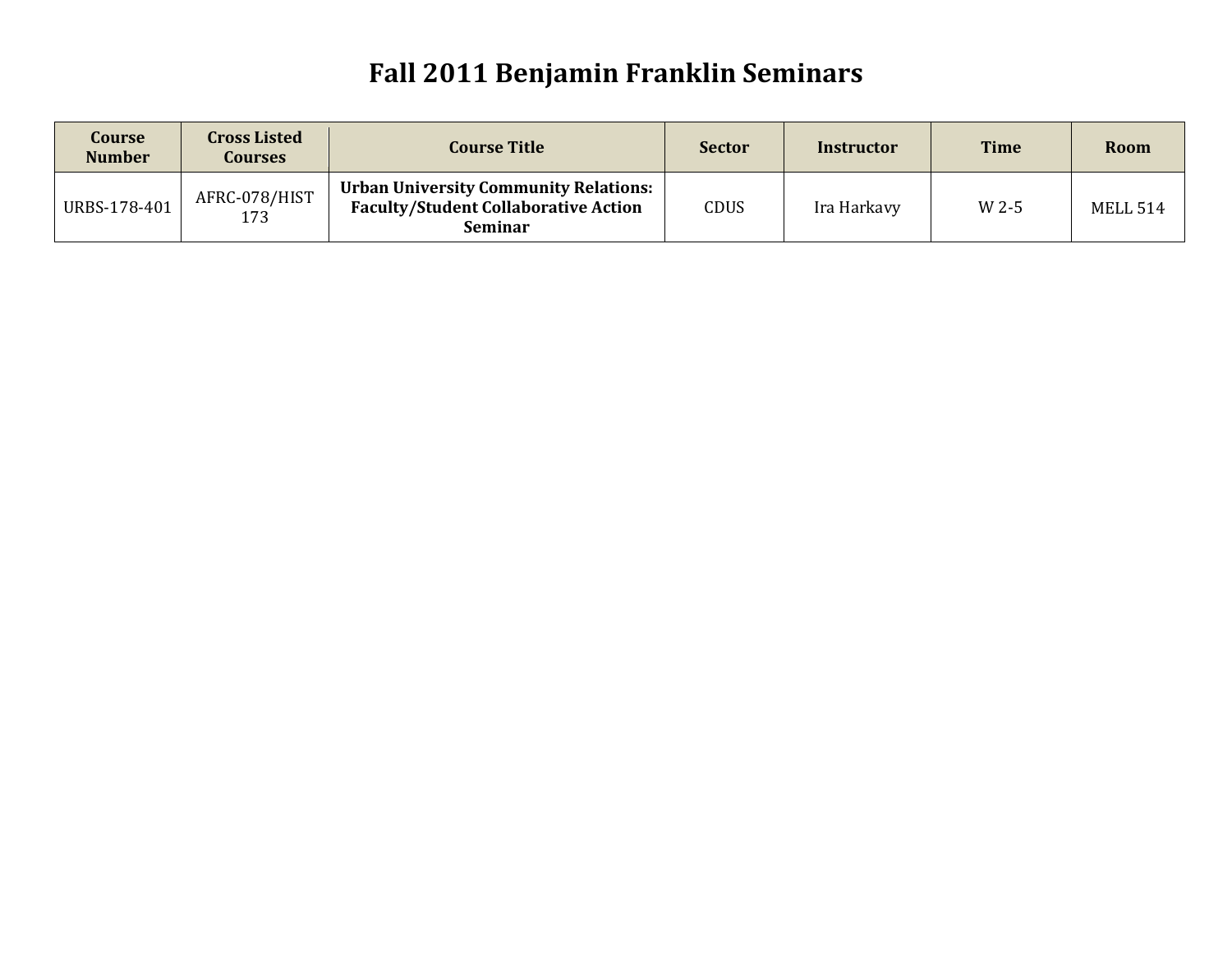# Fall 2011 Benjamin Franklin Seminars

| Course Number | Cross Listed Courses | Course Title | Sector | Instructor | Time | Room |
|---|---|---|---|---|---|---|
| URBS-178-401 | AFRC-078/HIST 173 | **Urban University Community Relations: Faculty/Student Collaborative Action Seminar** | CDUS | Ira Harkavy | W 2-5 | MELL 514 |